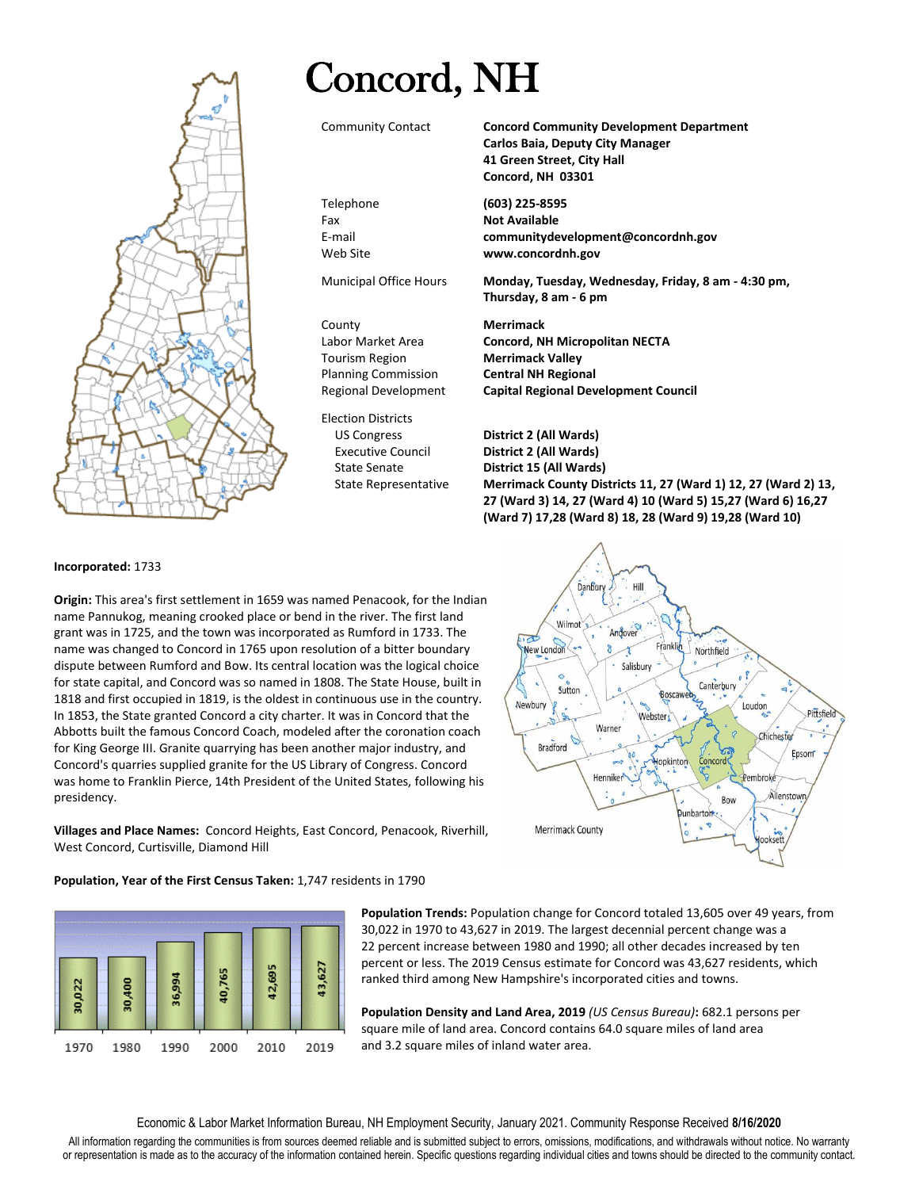# Concord, NH

| | |
|---|---|
| Community Contact | **Concord Community Development Department** **Carlos Baia, Deputy City Manager** **41 Green Street, City Hall** **Concord, NH 03301** |
| Telephone | **(603) 225-8595** |
| Fax | **Not Available** |
| E-mail | **communitydevelopment@concordnh.gov** |
| Web Site | **www.concordnh.gov** |
| Municipal Office Hours | **Monday, Tuesday, Wednesday, Friday, 8 am - 4:30 pm, Thursday, 8 am - 6 pm** |
| County | **Merrimack** |
| Labor Market Area | **Concord, NH Micropolitan NECTA** |
| Tourism Region | **Merrimack Valley** |
| Planning Commission | **Central NH Regional** |
| Regional Development | **Capital Regional Development Council** |

Election Districts

| | |
|---|---|
| US Congress | **District 2 (All Wards)** |
| Executive Council | **District 2 (All Wards)** |
| State Senate | **District 15 (All Wards)** |
| State Representative | **Merrimack County Districts 11, 27 (Ward 1) 12, 27 (Ward 2) 13, 27 (Ward 3) 14, 27 (Ward 4) 10 (Ward 5) 15,27 (Ward 6) 16,27 (Ward 7) 17,28 (Ward 8) 18, 28 (Ward 9) 19,28 (Ward 10)** |

**Incorporated:** 1733

**Origin:** This area's first settlement in 1659 was named Penacook, for the Indian name Pannukog, meaning crooked place or bend in the river. The first land grant was in 1725, and the town was incorporated as Rumford in 1733. The name was changed to Concord in 1765 upon resolution of a bitter boundary dispute between Rumford and Bow. Its central location was the logical choice for state capital, and Concord was so named in 1808. The State House, built in 1818 and first occupied in 1819, is the oldest in continuous use in the country. In 1853, the State granted Concord a city charter. It was in Concord that the Abbotts built the famous Concord Coach, modeled after the coronation coach for King George III. Granite quarrying has been another major industry, and Concord's quarries supplied granite for the US Library of Congress. Concord was home to Franklin Pierce, 14th President of the United States, following his presidency.

**Villages and Place Names:** Concord Heights, East Concord, Penacook, Riverhill, West Concord, Curtisville, Diamond Hill

**Population, Year of the First Census Taken:** 1,747 residents in 1790

| 1970 | 1980 | 1990 | 2000 | 2010 | 2019 |
|---|---|---|---|---|---|
| 30,022 | 30,400 | 36,994 | 40,765 | 42,695 | 43,627 |

**Population Trends:** Population change for Concord totaled 13,605 over 49 years, from 30,022 in 1970 to 43,627 in 2019. The largest decennial percent change was a 22 percent increase between 1980 and 1990; all other decades increased by ten percent or less. The 2019 Census estimate for Concord was 43,627 residents, which ranked third among New Hampshire's incorporated cities and towns.

**Population Density and Land Area, 2019** *(US Census Bureau)***:** 682.1 persons per square mile of land area. Concord contains 64.0 square miles of land area and 3.2 square miles of inland water area.

Economic & Labor Market Information Bureau, NH Employment Security, January 2021. Community Response Received **8/16/2020**

All information regarding the communities is from sources deemed reliable and is submitted subject to errors, omissions, modifications, and withdrawals without notice. No warranty or representation is made as to the accuracy of the information contained herein. Specific questions regarding individual cities and towns should be directed to the community contact.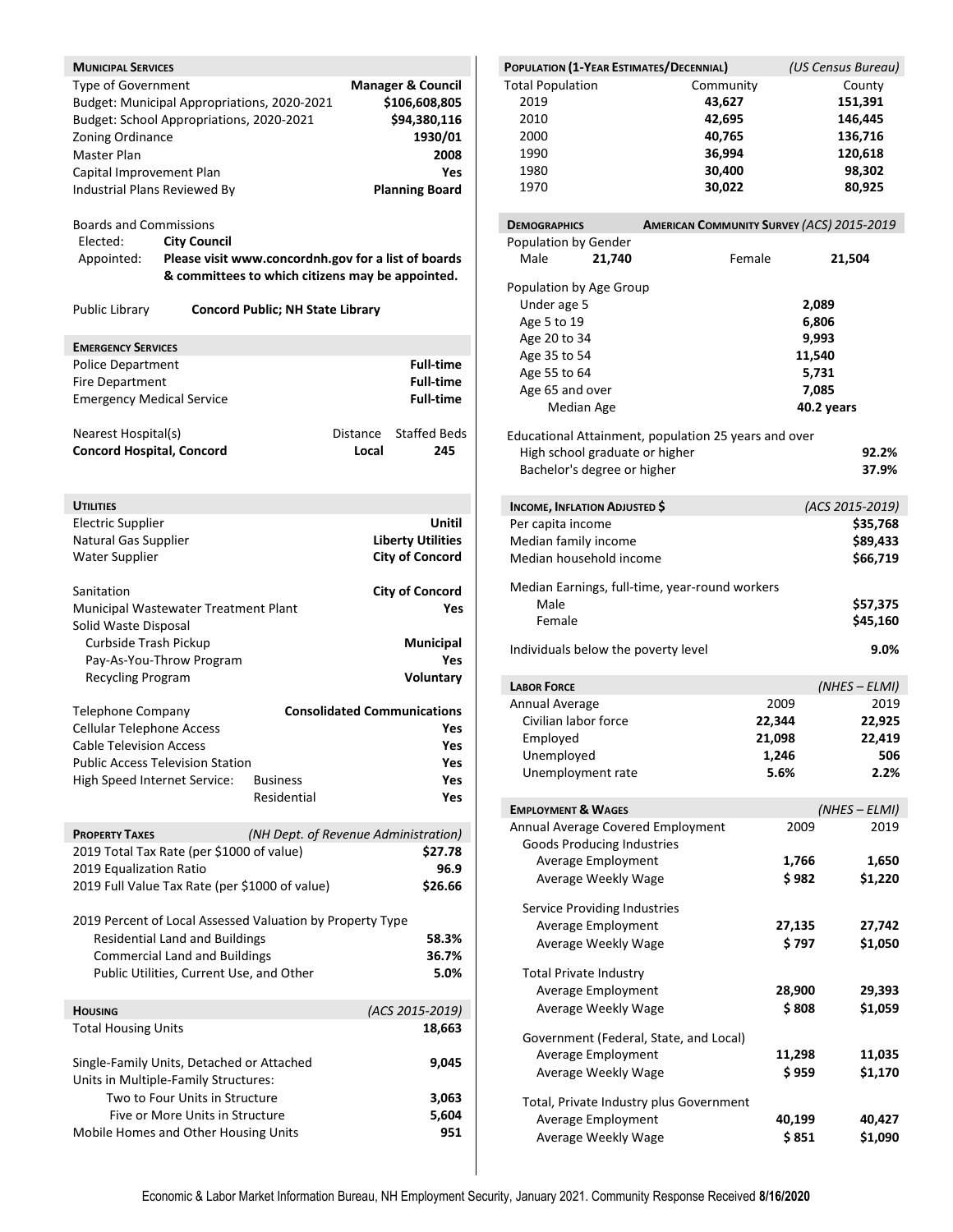## Municipal Services

| | |
|---|---|
| Type of Government | **Manager & Council** |
| Budget: Municipal Appropriations, 2020-2021 | **$106,608,805** |
| Budget: School Appropriations, 2020-2021 | **$94,380,116** |
| Zoning Ordinance | **1930/01** |
| Master Plan | **2008** |
| Capital Improvement Plan | **Yes** |
| Industrial Plans Reviewed By | **Planning Board** |

Boards and Commissions

Elected: **City Council**

Appointed: **Please visit www.concordnh.gov for a list of boards & committees to which citizens may be appointed.**

Public Library **Concord Public; NH State Library**

## Emergency Services

| | |
|---|---|
| Police Department | **Full-time** |
| Fire Department | **Full-time** |
| Emergency Medical Service | **Full-time** |

| Nearest Hospital(s) | Distance | Staffed Beds |
|---|---|---|
| **Concord Hospital, Concord** | **Local** | **245** |

## Utilities

| | |
|---|---|
| Electric Supplier | **Unitil** |
| Natural Gas Supplier | **Liberty Utilities** |
| Water Supplier | **City of Concord** |
| Sanitation | **City of Concord** |
| Municipal Wastewater Treatment Plant | **Yes** |
| Solid Waste Disposal | |
| Curbside Trash Pickup | **Municipal** |
| Pay-As-You-Throw Program | **Yes** |
| Recycling Program | **Voluntary** |
| Telephone Company | **Consolidated Communications** |
| Cellular Telephone Access | **Yes** |
| Cable Television Access | **Yes** |
| Public Access Television Station | **Yes** |
| High Speed Internet Service: Business | **Yes** |
| High Speed Internet Service: Residential | **Yes** |

## Property Taxes *(NH Dept. of Revenue Administration)*

| | |
|---|---|
| 2019 Total Tax Rate (per $1000 of value) | **$27.78** |
| 2019 Equalization Ratio | **96.9** |
| 2019 Full Value Tax Rate (per $1000 of value) | **$26.66** |

2019 Percent of Local Assessed Valuation by Property Type

| | |
|---|---|
| Residential Land and Buildings | **58.3%** |
| Commercial Land and Buildings | **36.7%** |
| Public Utilities, Current Use, and Other | **5.0%** |

## Housing *(ACS 2015-2019)*

| | |
|---|---|
| Total Housing Units | **18,663** |
| Single-Family Units, Detached or Attached | **9,045** |
| Units in Multiple-Family Structures: | |
| Two to Four Units in Structure | **3,063** |
| Five or More Units in Structure | **5,604** |
| Mobile Homes and Other Housing Units | **951** |

## Population (1-Year Estimates/Decennial) *(US Census Bureau)*

| Total Population | Community | County |
|---|---|---|
| 2019 | **43,627** | **151,391** |
| 2010 | **42,695** | **146,445** |
| 2000 | **40,765** | **136,716** |
| 1990 | **36,994** | **120,618** |
| 1980 | **30,400** | **98,302** |
| 1970 | **30,022** | **80,925** |

## Demographics — American Community Survey *(ACS) 2015-2019*

Population by Gender

| Male | **21,740** | Female | **21,504** |
|---|---|---|---|

Population by Age Group

| | |
|---|---|
| Under age 5 | **2,089** |
| Age 5 to 19 | **6,806** |
| Age 20 to 34 | **9,993** |
| Age 35 to 54 | **11,540** |
| Age 55 to 64 | **5,731** |
| Age 65 and over | **7,085** |
| Median Age | **40.2 years** |

Educational Attainment, population 25 years and over

| | |
|---|---|
| High school graduate or higher | **92.2%** |
| Bachelor's degree or higher | **37.9%** |

## Income, Inflation Adjusted $ *(ACS 2015-2019)*

| | |
|---|---|
| Per capita income | **$35,768** |
| Median family income | **$89,433** |
| Median household income | **$66,719** |

Median Earnings, full-time, year-round workers

| | |
|---|---|
| Male | **$57,375** |
| Female | **$45,160** |
| Individuals below the poverty level | **9.0%** |

## Labor Force *(NHES – ELMI)*

| Annual Average | 2009 | 2019 |
|---|---|---|
| Civilian labor force | **22,344** | **22,925** |
| Employed | **21,098** | **22,419** |
| Unemployed | **1,246** | **506** |
| Unemployment rate | **5.6%** | **2.2%** |

## Employment & Wages *(NHES – ELMI)*

| Annual Average Covered Employment | 2009 | 2019 |
|---|---|---|
| **Goods Producing Industries** | | |
| Average Employment | **1,766** | **1,650** |
| Average Weekly Wage | **$ 982** | **$1,220** |
| **Service Providing Industries** | | |
| Average Employment | **27,135** | **27,742** |
| Average Weekly Wage | **$ 797** | **$1,050** |
| **Total Private Industry** | | |
| Average Employment | **28,900** | **29,393** |
| Average Weekly Wage | **$ 808** | **$1,059** |
| **Government (Federal, State, and Local)** | | |
| Average Employment | **11,298** | **11,035** |
| Average Weekly Wage | **$ 959** | **$1,170** |
| **Total, Private Industry plus Government** | | |
| Average Employment | **40,199** | **40,427** |
| Average Weekly Wage | **$ 851** | **$1,090** |

Economic & Labor Market Information Bureau, NH Employment Security, January 2021. Community Response Received **8/16/2020**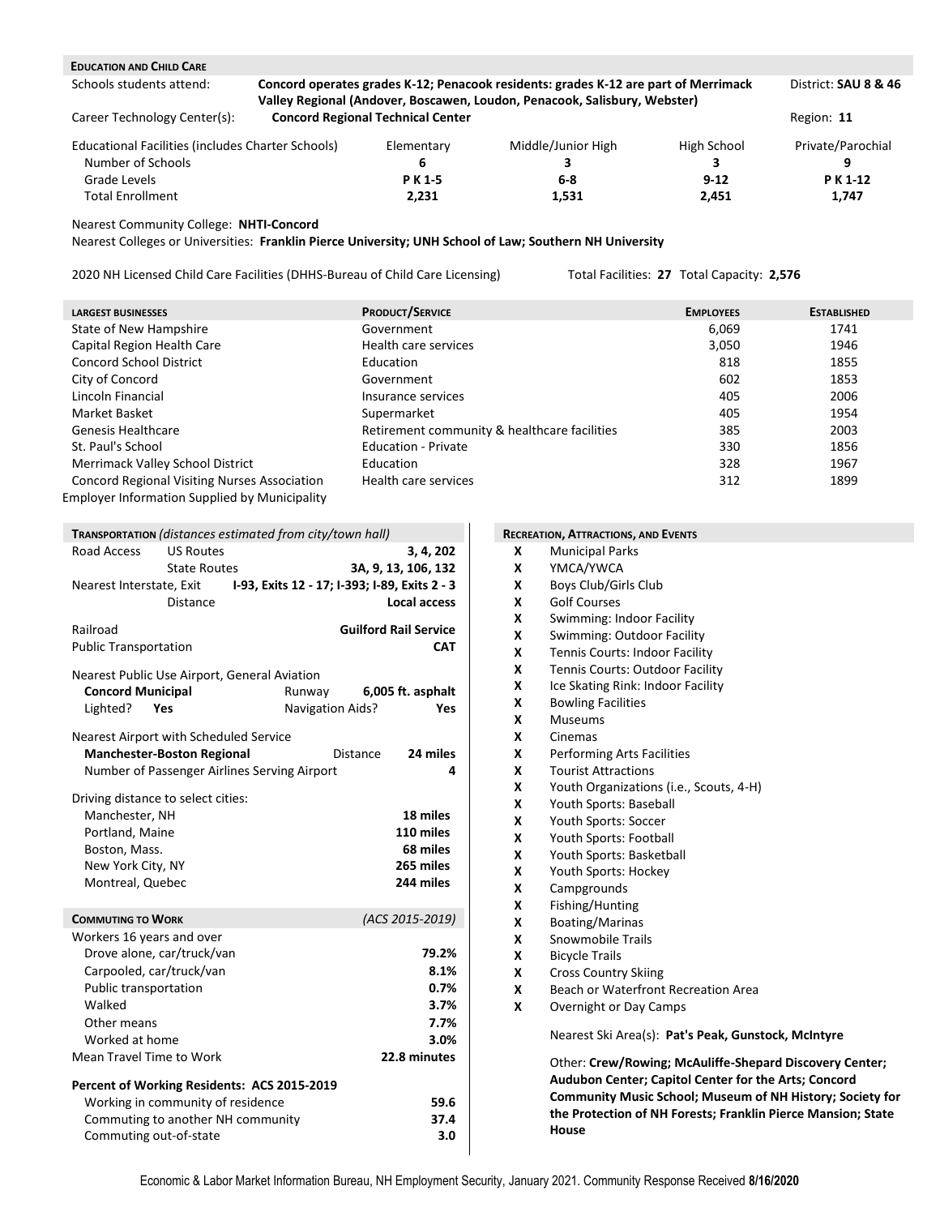## Education and Child Care

| | | | | |
|---|---|---|---|---|
| Schools students attend: | **Concord operates grades K-12; Penacook residents: grades K-12 are part of Merrimack Valley Regional (Andover, Boscawen, Loudon, Penacook, Salisbury, Webster)** | | | District: **SAU 8 & 46** |
| Career Technology Center(s): | **Concord Regional Technical Center** | | | Region: **11** |

| Educational Facilities (includes Charter Schools) | Elementary | Middle/Junior High | High School | Private/Parochial |
|---|---|---|---|---|
| Number of Schools | **6** | **3** | **3** | **9** |
| Grade Levels | **P K 1-5** | **6-8** | **9-12** | **P K 1-12** |
| Total Enrollment | **2,231** | **1,531** | **2,451** | **1,747** |

Nearest Community College: **NHTI-Concord**

Nearest Colleges or Universities: **Franklin Pierce University; UNH School of Law; Southern NH University**

2020 NH Licensed Child Care Facilities (DHHS-Bureau of Child Care Licensing) Total Facilities: **27** Total Capacity: **2,576**

| Largest Businesses | Product/Service | Employees | Established |
|---|---|---|---|
| State of New Hampshire | Government | 6,069 | 1741 |
| Capital Region Health Care | Health care services | 3,050 | 1946 |
| Concord School District | Education | 818 | 1855 |
| City of Concord | Government | 602 | 1853 |
| Lincoln Financial | Insurance services | 405 | 2006 |
| Market Basket | Supermarket | 405 | 1954 |
| Genesis Healthcare | Retirement community & healthcare facilities | 385 | 2003 |
| St. Paul's School | Education - Private | 330 | 1856 |
| Merrimack Valley School District | Education | 328 | 1967 |
| Concord Regional Visiting Nurses Association | Health care services | 312 | 1899 |

Employer Information Supplied by Municipality

## Transportation *(distances estimated from city/town hall)*

| | |
|---|---|
| Road Access — US Routes | **3, 4, 202** |
| State Routes | **3A, 9, 13, 106, 132** |
| Nearest Interstate, Exit | **I-93, Exits 12 - 17; I-393; I-89, Exits 2 - 3** |
| Distance | **Local access** |
| Railroad | **Guilford Rail Service** |
| Public Transportation | **CAT** |

Nearest Public Use Airport, General Aviation

| | |
|---|---|
| **Concord Municipal** — Runway | **6,005 ft. asphalt** |
| Lighted? **Yes** — Navigation Aids? | **Yes** |

Nearest Airport with Scheduled Service

| | |
|---|---|
| **Manchester-Boston Regional** — Distance | **24 miles** |
| Number of Passenger Airlines Serving Airport | **4** |

Driving distance to select cities:

| | |
|---|---|
| Manchester, NH | **18 miles** |
| Portland, Maine | **110 miles** |
| Boston, Mass. | **68 miles** |
| New York City, NY | **265 miles** |
| Montreal, Quebec | **244 miles** |

## Commuting to Work *(ACS 2015-2019)*

| Workers 16 years and over | |
|---|---|
| Drove alone, car/truck/van | **79.2%** |
| Carpooled, car/truck/van | **8.1%** |
| Public transportation | **0.7%** |
| Walked | **3.7%** |
| Other means | **7.7%** |
| Worked at home | **3.0%** |
| Mean Travel Time to Work | **22.8 minutes** |

**Percent of Working Residents: ACS 2015-2019**

| | |
|---|---|
| Working in community of residence | **59.6** |
| Commuting to another NH community | **37.4** |
| Commuting out-of-state | **3.0** |

## Recreation, Attractions, and Events

| | |
|---|---|
| X | Municipal Parks |
| X | YMCA/YWCA |
| X | Boys Club/Girls Club |
| X | Golf Courses |
| X | Swimming: Indoor Facility |
| X | Swimming: Outdoor Facility |
| X | Tennis Courts: Indoor Facility |
| X | Tennis Courts: Outdoor Facility |
| X | Ice Skating Rink: Indoor Facility |
| X | Bowling Facilities |
| X | Museums |
| X | Cinemas |
| X | Performing Arts Facilities |
| X | Tourist Attractions |
| X | Youth Organizations (i.e., Scouts, 4-H) |
| X | Youth Sports: Baseball |
| X | Youth Sports: Soccer |
| X | Youth Sports: Football |
| X | Youth Sports: Basketball |
| X | Youth Sports: Hockey |
| X | Campgrounds |
| X | Fishing/Hunting |
| X | Boating/Marinas |
| X | Snowmobile Trails |
| X | Bicycle Trails |
| X | Cross Country Skiing |
| X | Beach or Waterfront Recreation Area |
| X | Overnight or Day Camps |

Nearest Ski Area(s): **Pat's Peak, Gunstock, McIntyre**

Other: **Crew/Rowing; McAuliffe-Shepard Discovery Center; Audubon Center; Capitol Center for the Arts; Concord Community Music School; Museum of NH History; Society for the Protection of NH Forests; Franklin Pierce Mansion; State House**

Economic & Labor Market Information Bureau, NH Employment Security, January 2021. Community Response Received **8/16/2020**